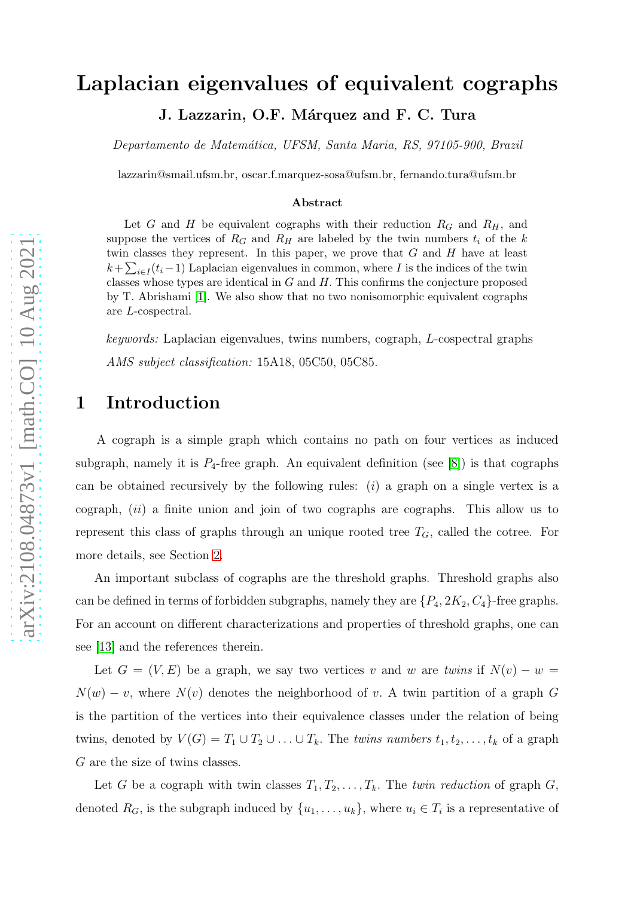# Laplacian eigenvalues of equivalent cographs

**J. Lazzarin, O.F. Márquez and F. C. Tura**

*Departamento de Matemática, UFSM, Santa Maria, RS, 97105-900, Brazil*

lazzarin@smail.ufsm.br, oscar.f.marquez-sosa@ufsm.br, fernando.tura@ufsm.br

### Abstract

Let $G$ and $H$ be equivalent cographs with their reduction $R_G$ and $R_H$, and suppose the vertices of $R_G$ and $R_H$ are labeled by the twin numbers $t_i$ of the $k$ twin classes they represent. In this paper, we prove that $G$ and $H$ have at least $k+\sum_{i\in I}(t_i-1)$ Laplacian eigenvalues in common, where $I$ is the indices of the twin classes whose types are identical in $G$ and $H$. This confirms the conjecture proposed by T. Abrishami [1]. We also show that no two nonisomorphic equivalent cographs are $L$-cospectral.

*keywords:* Laplacian eigenvalues, twins numbers, cograph, $L$-cospectral graphs

*AMS subject classification:* 15A18, 05C50, 05C85.

## 1 Introduction

A cograph is a simple graph which contains no path on four vertices as induced subgraph, namely it is $P_4$-free graph. An equivalent definition (see [8]) is that cographs can be obtained recursively by the following rules: $(i)$ a graph on a single vertex is a cograph, $(ii)$ a finite union and join of two cographs are cographs. This allow us to represent this class of graphs through an unique rooted tree $T_G$, called the cotree. For more details, see Section 2.

An important subclass of cographs are the threshold graphs. Threshold graphs also can be defined in terms of forbidden subgraphs, namely they are $\{P_4, 2K_2, C_4\}$-free graphs. For an account on different characterizations and properties of threshold graphs, one can see [13] and the references therein.

Let $G = (V, E)$ be a graph, we say two vertices $v$ and $w$ are *twins* if $N(v) - w = N(w) - v$, where $N(v)$ denotes the neighborhood of $v$. A twin partition of a graph $G$ is the partition of the vertices into their equivalence classes under the relation of being twins, denoted by $V(G) = T_1 \cup T_2 \cup \ldots \cup T_k$. The *twins numbers* $t_1, t_2, \ldots, t_k$ of a graph $G$ are the size of twins classes.

Let $G$ be a cograph with twin classes $T_1, T_2, \ldots, T_k$. The *twin reduction* of graph $G$, denoted $R_G$, is the subgraph induced by $\{u_1, \ldots, u_k\}$, where $u_i \in T_i$ is a representative of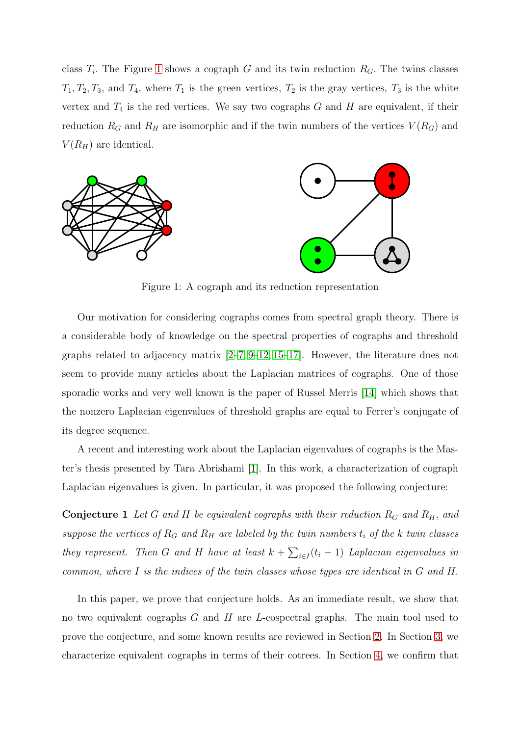class $T_i$. The Figure 1 shows a cograph $G$ and its twin reduction $R_G$. The twins classes $T_1, T_2, T_3$, and $T_4$, where $T_1$ is the green vertices, $T_2$ is the gray vertices, $T_3$ is the white vertex and $T_4$ is the red vertices. We say two cographs $G$ and $H$ are equivalent, if their reduction $R_G$ and $R_H$ are isomorphic and if the twin numbers of the vertices $V(R_G)$ and $V(R_H)$ are identical.

Figure 1: A cograph and its reduction representation

Our motivation for considering cographs comes from spectral graph theory. There is a considerable body of knowledge on the spectral properties of cographs and threshold graphs related to adjacency matrix [2–7, 9–12, 15–17]. However, the literature does not seem to provide many articles about the Laplacian matrices of cographs. One of those sporadic works and very well known is the paper of Russel Merris [14] which shows that the nonzero Laplacian eigenvalues of threshold graphs are equal to Ferrer's conjugate of its degree sequence.

A recent and interesting work about the Laplacian eigenvalues of cographs is the Master's thesis presented by Tara Abrishami [1]. In this work, a characterization of cograph Laplacian eigenvalues is given. In particular, it was proposed the following conjecture:

**Conjecture 1** *Let $G$ and $H$ be equivalent cographs with their reduction $R_G$ and $R_H$, and suppose the vertices of $R_G$ and $R_H$ are labeled by the twin numbers $t_i$ of the $k$ twin classes they represent. Then $G$ and $H$ have at least $k + \sum_{i \in I}(t_i - 1)$ Laplacian eigenvalues in common, where $I$ is the indices of the twin classes whose types are identical in $G$ and $H$.*

In this paper, we prove that conjecture holds. As an immediate result, we show that no two equivalent cographs $G$ and $H$ are $L$-cospectral graphs. The main tool used to prove the conjecture, and some known results are reviewed in Section 2. In Section 3, we characterize equivalent cographs in terms of their cotrees. In Section 4, we confirm that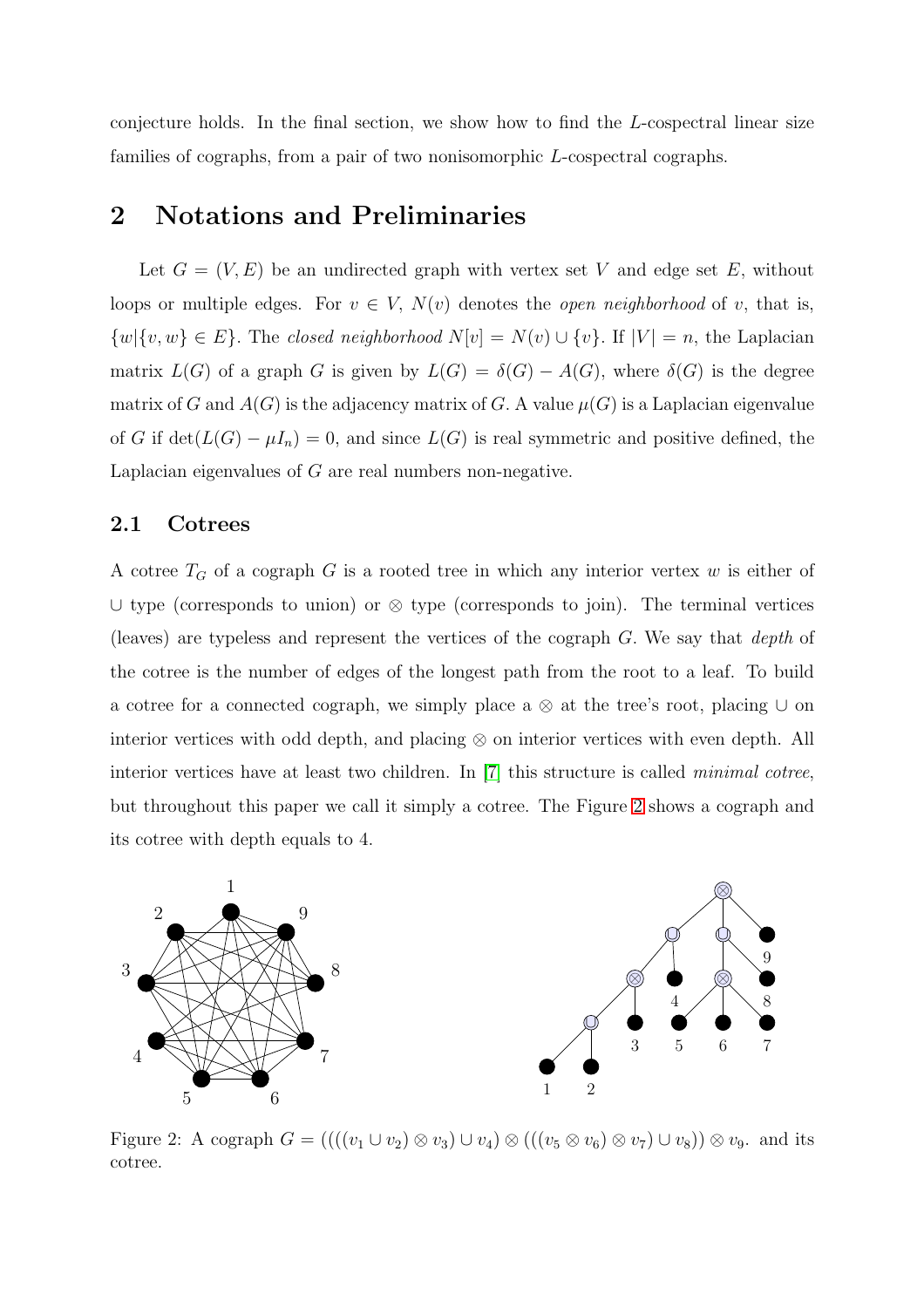conjecture holds. In the final section, we show how to find the $L$-cospectral linear size families of cographs, from a pair of two nonisomorphic $L$-cospectral cographs.

## 2 Notations and Preliminaries

Let $G = (V, E)$ be an undirected graph with vertex set $V$ and edge set $E$, without loops or multiple edges. For $v \in V$, $N(v)$ denotes the *open neighborhood* of $v$, that is, $\{w|\{v, w\} \in E\}$. The *closed neighborhood* $N[v] = N(v) \cup \{v\}$. If $|V| = n$, the Laplacian matrix $L(G)$ of a graph $G$ is given by $L(G) = \delta(G) - A(G)$, where $\delta(G)$ is the degree matrix of $G$ and $A(G)$ is the adjacency matrix of $G$. A value $\mu(G)$ is a Laplacian eigenvalue of $G$ if $\det(L(G) - \mu I_n) = 0$, and since $L(G)$ is real symmetric and positive defined, the Laplacian eigenvalues of $G$ are real numbers non-negative.

### 2.1 Cotrees

A cotree $T_G$ of a cograph $G$ is a rooted tree in which any interior vertex $w$ is either of $\cup$ type (corresponds to union) or $\otimes$ type (corresponds to join). The terminal vertices (leaves) are typeless and represent the vertices of the cograph $G$. We say that *depth* of the cotree is the number of edges of the longest path from the root to a leaf. To build a cotree for a connected cograph, we simply place a $\otimes$ at the tree's root, placing $\cup$ on interior vertices with odd depth, and placing $\otimes$ on interior vertices with even depth. All interior vertices have at least two children. In [7] this structure is called *minimal cotree*, but throughout this paper we call it simply a cotree. The Figure 2 shows a cograph and its cotree with depth equals to 4.

Figure 2: A cograph $G = ((((v_1 \cup v_2) \otimes v_3) \cup v_4) \otimes (((v_5 \otimes v_6) \otimes v_7) \cup v_8)) \otimes v_9$. and its cotree.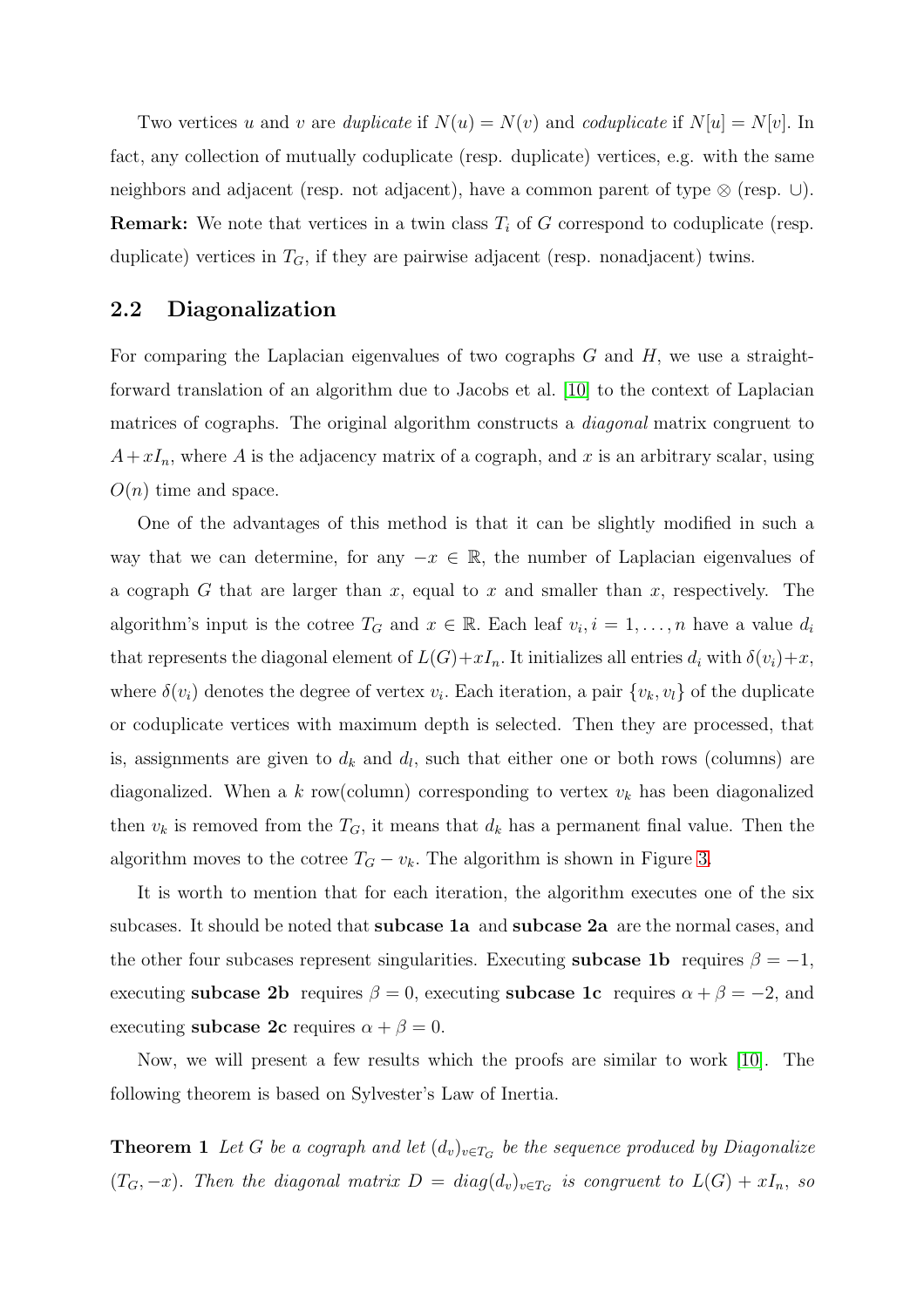Two vertices $u$ and $v$ are *duplicate* if $N(u) = N(v)$ and *coduplicate* if $N[u] = N[v]$. In fact, any collection of mutually coduplicate (resp. duplicate) vertices, e.g. with the same neighbors and adjacent (resp. not adjacent), have a common parent of type $\otimes$ (resp. $\cup$).
**Remark:** We note that vertices in a twin class $T_i$ of $G$ correspond to coduplicate (resp. duplicate) vertices in $T_G$, if they are pairwise adjacent (resp. nonadjacent) twins.

## 2.2 Diagonalization

For comparing the Laplacian eigenvalues of two cographs $G$ and $H$, we use a straightforward translation of an algorithm due to Jacobs et al. [10] to the context of Laplacian matrices of cographs. The original algorithm constructs a *diagonal* matrix congruent to $A + xI_n$, where $A$ is the adjacency matrix of a cograph, and $x$ is an arbitrary scalar, using $O(n)$ time and space.

One of the advantages of this method is that it can be slightly modified in such a way that we can determine, for any $-x \in \mathbb{R}$, the number of Laplacian eigenvalues of a cograph $G$ that are larger than $x$, equal to $x$ and smaller than $x$, respectively. The algorithm's input is the cotree $T_G$ and $x \in \mathbb{R}$. Each leaf $v_i, i = 1, \ldots, n$ have a value $d_i$ that represents the diagonal element of $L(G)+xI_n$. It initializes all entries $d_i$ with $\delta(v_i)+x$, where $\delta(v_i)$ denotes the degree of vertex $v_i$. Each iteration, a pair $\{v_k, v_l\}$ of the duplicate or coduplicate vertices with maximum depth is selected. Then they are processed, that is, assignments are given to $d_k$ and $d_l$, such that either one or both rows (columns) are diagonalized. When a $k$ row(column) corresponding to vertex $v_k$ has been diagonalized then $v_k$ is removed from the $T_G$, it means that $d_k$ has a permanent final value. Then the algorithm moves to the cotree $T_G - v_k$. The algorithm is shown in Figure 3.

It is worth to mention that for each iteration, the algorithm executes one of the six subcases. It should be noted that **subcase 1a** and **subcase 2a** are the normal cases, and the other four subcases represent singularities. Executing **subcase 1b** requires $\beta = -1$, executing **subcase 2b** requires $\beta = 0$, executing **subcase 1c** requires $\alpha + \beta = -2$, and executing **subcase 2c** requires $\alpha + \beta = 0$.

Now, we will present a few results which the proofs are similar to work [10]. The following theorem is based on Sylvester's Law of Inertia.

**Theorem 1** *Let $G$ be a cograph and let $(d_v)_{v \in T_G}$ be the sequence produced by Diagonalize $(T_G, -x)$. Then the diagonal matrix $D = diag(d_v)_{v \in T_G}$ is congruent to $L(G) + xI_n$, so*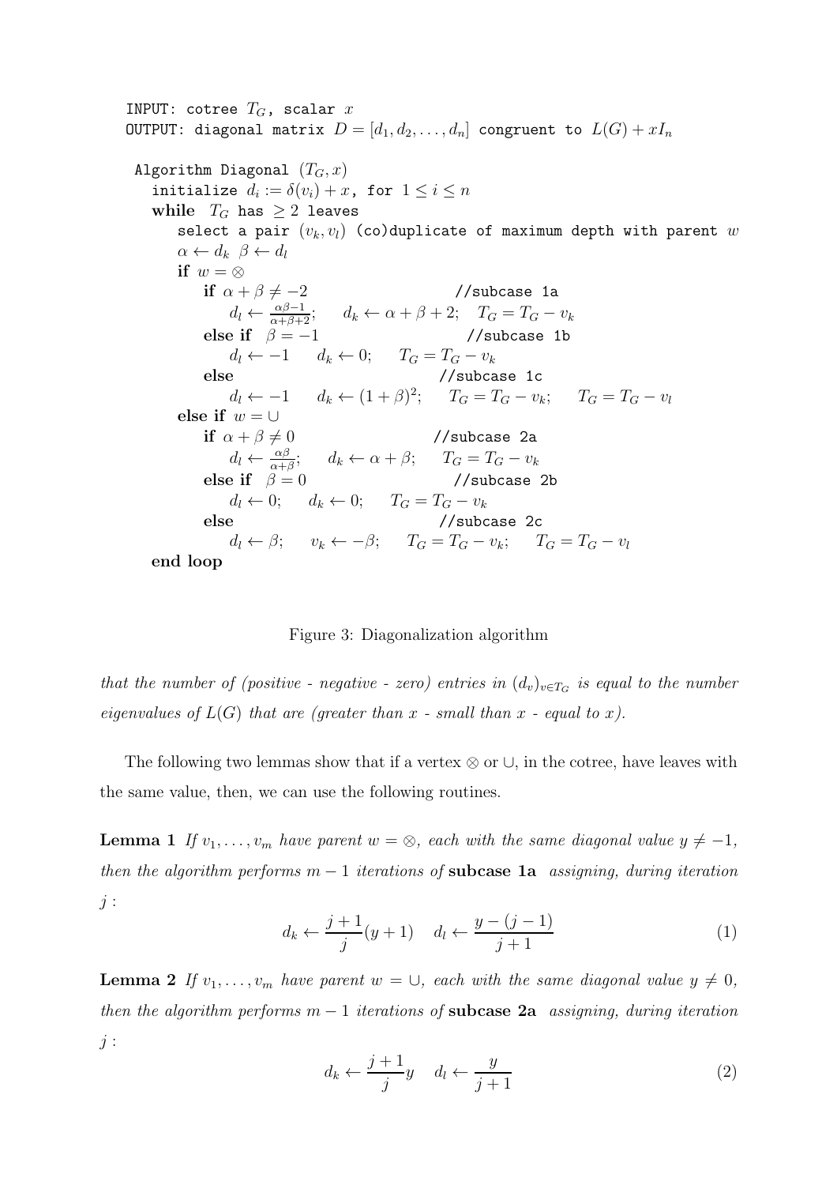```
INPUT: cotree T_G, scalar x
OUTPUT: diagonal matrix D = [d_1, d_2, ..., d_n] congruent to L(G) + xI_n

 Algorithm Diagonal (T_G, x)
   initialize d_i := δ(v_i) + x, for 1 ≤ i ≤ n
   while  T_G has ≥ 2 leaves
      select a pair (v_k, v_l) (co)duplicate of maximum depth with parent w
      α ← d_k  β ← d_l
      if w = ⊗
         if α + β ≠ −2                         //subcase 1a
            d_l ← (αβ−1)/(α+β+2);    d_k ← α + β + 2;   T_G = T_G − v_k
         else if  β = −1                        //subcase 1b
            d_l ← −1     d_k ← 0;     T_G = T_G − v_k
         else                                   //subcase 1c
            d_l ← −1     d_k ← (1 + β)^2;     T_G = T_G − v_k;     T_G = T_G − v_l
      else if w = ∪
         if α + β ≠ 0                           //subcase 2a
            d_l ← αβ/(α+β);     d_k ← α + β;     T_G = T_G − v_k
         else if  β = 0                         //subcase 2b
            d_l ← 0;     d_k ← 0;     T_G = T_G − v_k
         else                                   //subcase 2c
            d_l ← β;     v_k ← −β;     T_G = T_G − v_k;     T_G = T_G − v_l
   end loop
```

Figure 3: Diagonalization algorithm

*that the number of (positive - negative - zero) entries in $(d_v)_{v \in T_G}$ is equal to the number eigenvalues of $L(G)$ that are (greater than $x$ - small than $x$ - equal to $x$).*

The following two lemmas show that if a vertex $\otimes$ or $\cup$, in the cotree, have leaves with the same value, then, we can use the following routines.

**Lemma 1** *If $v_1, \ldots, v_m$ have parent $w = \otimes$, each with the same diagonal value $y \neq -1$, then the algorithm performs $m - 1$ iterations of* **subcase 1a** *assigning, during iteration $j$ :*

$$d_k \leftarrow \frac{j+1}{j}(y+1) \quad d_l \leftarrow \frac{y-(j-1)}{j+1} \tag{1}$$

**Lemma 2** *If $v_1, \ldots, v_m$ have parent $w = \cup$, each with the same diagonal value $y \neq 0$, then the algorithm performs $m - 1$ iterations of* **subcase 2a** *assigning, during iteration $j$ :*

$$d_k \leftarrow \frac{j+1}{j} y \quad d_l \leftarrow \frac{y}{j+1} \tag{2}$$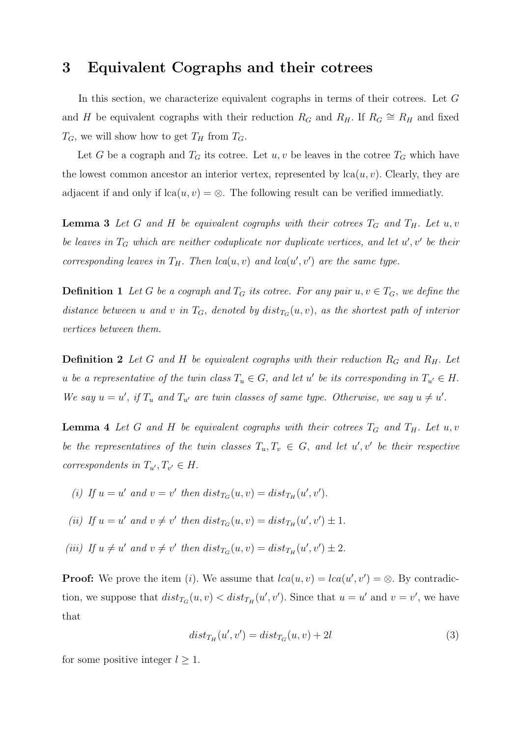## 3 Equivalent Cographs and their cotrees

In this section, we characterize equivalent cographs in terms of their cotrees. Let $G$ and $H$ be equivalent cographs with their reduction $R_G$ and $R_H$. If $R_G \cong R_H$ and fixed $T_G$, we will show how to get $T_H$ from $T_G$.

Let $G$ be a cograph and $T_G$ its cotree. Let $u, v$ be leaves in the cotree $T_G$ which have the lowest common ancestor an interior vertex, represented by $\text{lca}(u, v)$. Clearly, they are adjacent if and only if $\text{lca}(u, v) = \otimes$. The following result can be verified immediatly.

**Lemma 3** *Let $G$ and $H$ be equivalent cographs with their cotrees $T_G$ and $T_H$. Let $u, v$ be leaves in $T_G$ which are neither coduplicate nor duplicate vertices, and let $u', v'$ be their corresponding leaves in $T_H$. Then $lca(u, v)$ and $lca(u', v')$ are the same type.*

**Definition 1** *Let $G$ be a cograph and $T_G$ its cotree. For any pair $u, v \in T_G$, we define the distance between $u$ and $v$ in $T_G$, denoted by $dist_{T_G}(u, v)$, as the shortest path of interior vertices between them.*

**Definition 2** *Let $G$ and $H$ be equivalent cographs with their reduction $R_G$ and $R_H$. Let $u$ be a representative of the twin class $T_u \in G$, and let $u'$ be its corresponding in $T_{u'} \in H$. We say $u = u'$, if $T_u$ and $T_{u'}$ are twin classes of same type. Otherwise, we say $u \neq u'$.*

**Lemma 4** *Let $G$ and $H$ be equivalent cographs with their cotrees $T_G$ and $T_H$. Let $u, v$ be the representatives of the twin classes $T_u, T_v \in G$, and let $u', v'$ be their respective correspondents in $T_{u'}, T_{v'} \in H$.*

*(i) If $u = u'$ and $v = v'$ then $dist_{T_G}(u, v) = dist_{T_H}(u', v')$.*

*(ii) If $u = u'$ and $v \neq v'$ then $dist_{T_G}(u, v) = dist_{T_H}(u', v') \pm 1$.*

*(iii) If $u \neq u'$ and $v \neq v'$ then $dist_{T_G}(u, v) = dist_{T_H}(u', v') \pm 2$.*

**Proof:** We prove the item $(i)$. We assume that $lca(u, v) = lca(u', v') = \otimes$. By contradiction, we suppose that $dist_{T_G}(u, v) < dist_{T_H}(u', v')$. Since that $u = u'$ and $v = v'$, we have that

$$dist_{T_H}(u', v') = dist_{T_G}(u, v) + 2l \tag{3}$$

for some positive integer $l \geq 1$.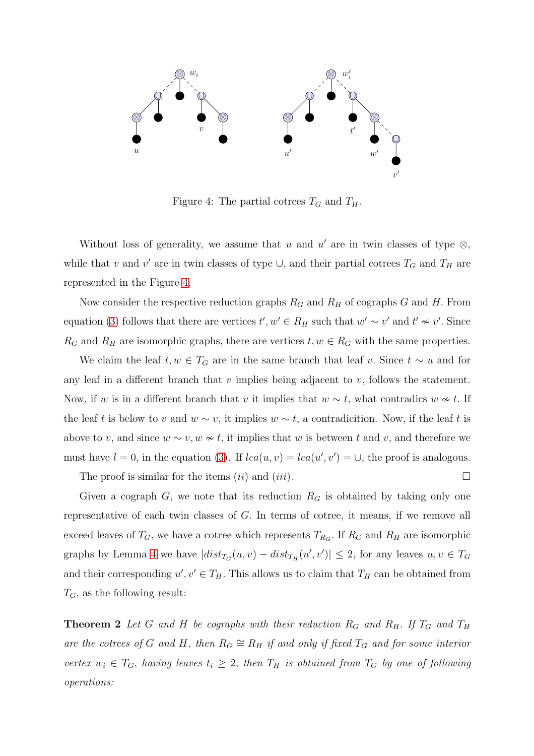Figure 4: The partial cotrees $T_G$ and $T_H$.

Without loss of generality, we assume that $u$ and $u'$ are in twin classes of type $\otimes$, while that $v$ and $v'$ are in twin classes of type $\cup$, and their partial cotrees $T_G$ and $T_H$ are represented in the Figure 4.

Now consider the respective reduction graphs $R_G$ and $R_H$ of cographs $G$ and $H$. From equation (3) follows that there are vertices $t', w' \in R_H$ such that $w' \sim v'$ and $t' \nsim v'$. Since $R_G$ and $R_H$ are isomorphic graphs, there are vertices $t, w \in R_G$ with the same properties.

We claim the leaf $t, w \in T_G$ are in the same branch that leaf $v$. Since $t \sim u$ and for any leaf in a different branch that $v$ implies being adjacent to $v$, follows the statement. Now, if $w$ is in a different branch that $v$ it implies that $w \sim t$, what contradics $w \nsim t$. If the leaf $t$ is below to $v$ and $w \sim v$, it implies $w \sim t$, a contradicition. Now, if the leaf $t$ is above to $v$, and since $w \sim v, w \nsim t$, it implies that $w$ is between $t$ and $v$, and therefore we must have $l = 0$, in the equation (3). If $lca(u, v) = lca(u', v') = \cup$, the proof is analogous.

The proof is similar for the items $(ii)$ and $(iii)$. □

Given a cograph $G$, we note that its reduction $R_G$ is obtained by taking only one representative of each twin classes of $G$. In terms of cotree, it means, if we remove all exceed leaves of $T_G$, we have a cotree which represents $T_{R_G}$. If $R_G$ and $R_H$ are isomorphic graphs by Lemma 4 we have $|dist_{T_G}(u, v) - dist_{T_H}(u', v')| \leq 2$, for any leaves $u, v \in T_G$ and their corresponding $u', v' \in T_H$. This allows us to claim that $T_H$ can be obtained from $T_G$, as the following result:

**Theorem 2** *Let $G$ and $H$ be cographs with their reduction $R_G$ and $R_H$. If $T_G$ and $T_H$ are the cotrees of $G$ and $H$, then $R_G \cong R_H$ if and only if fixed $T_G$ and for some interior vertex $w_i \in T_G$, having leaves $t_i \geq 2$, then $T_H$ is obtained from $T_G$ by one of following operations:*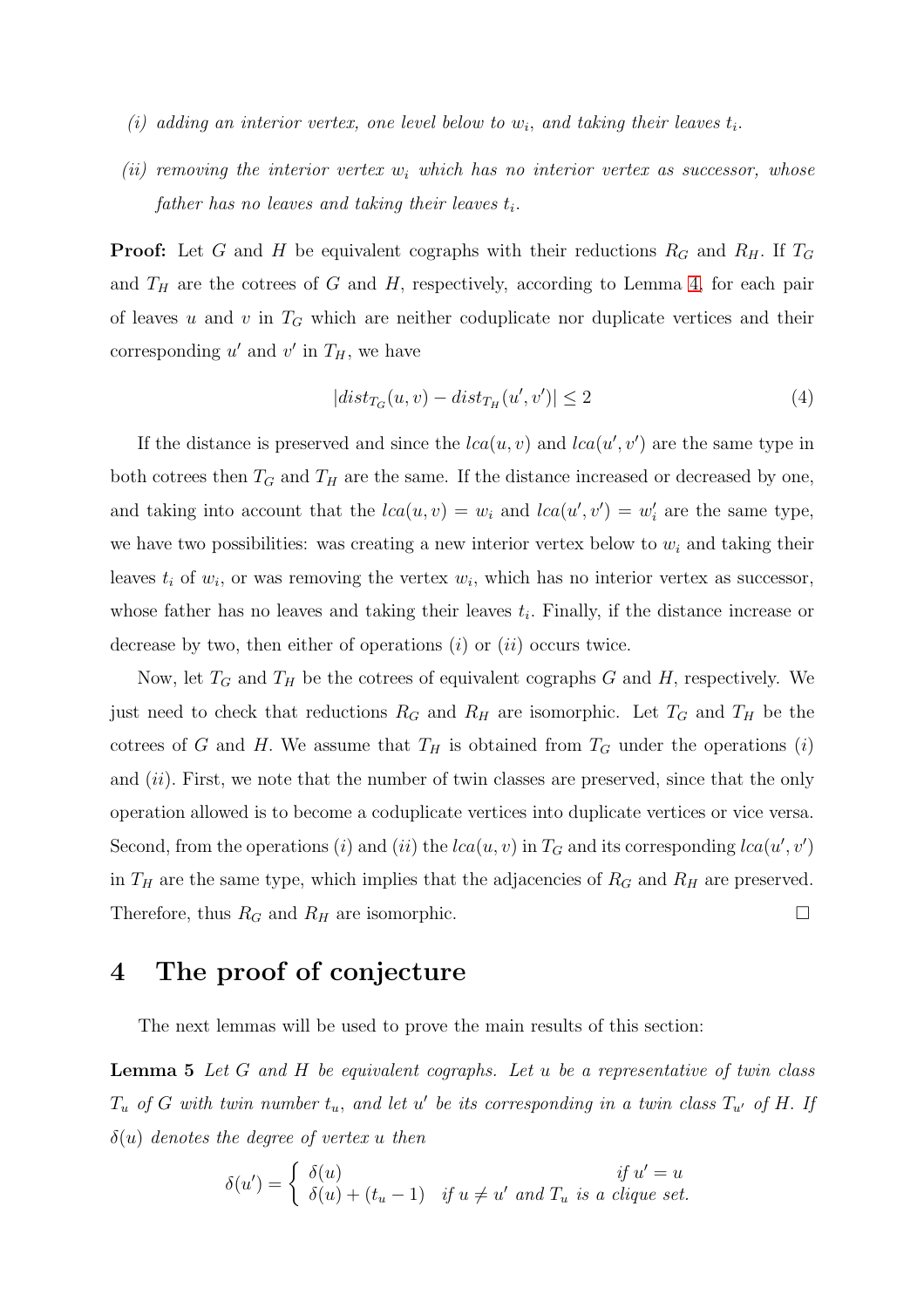*(i) adding an interior vertex, one level below to $w_i$, and taking their leaves $t_i$.*

*(ii) removing the interior vertex $w_i$ which has no interior vertex as successor, whose father has no leaves and taking their leaves $t_i$.*

**Proof:** Let $G$ and $H$ be equivalent cographs with their reductions $R_G$ and $R_H$. If $T_G$ and $T_H$ are the cotrees of $G$ and $H$, respectively, according to Lemma 4, for each pair of leaves $u$ and $v$ in $T_G$ which are neither coduplicate nor duplicate vertices and their corresponding $u'$ and $v'$ in $T_H$, we have

$$|dist_{T_G}(u,v) - dist_{T_H}(u',v')| \leq 2 \tag{4}$$

If the distance is preserved and since the $lca(u,v)$ and $lca(u',v')$ are the same type in both cotrees then $T_G$ and $T_H$ are the same. If the distance increased or decreased by one, and taking into account that the $lca(u,v) = w_i$ and $lca(u',v') = w_i'$ are the same type, we have two possibilities: was creating a new interior vertex below to $w_i$ and taking their leaves $t_i$ of $w_i$, or was removing the vertex $w_i$, which has no interior vertex as successor, whose father has no leaves and taking their leaves $t_i$. Finally, if the distance increase or decrease by two, then either of operations $(i)$ or $(ii)$ occurs twice.

Now, let $T_G$ and $T_H$ be the cotrees of equivalent cographs $G$ and $H$, respectively. We just need to check that reductions $R_G$ and $R_H$ are isomorphic. Let $T_G$ and $T_H$ be the cotrees of $G$ and $H$. We assume that $T_H$ is obtained from $T_G$ under the operations $(i)$ and $(ii)$. First, we note that the number of twin classes are preserved, since that the only operation allowed is to become a coduplicate vertices into duplicate vertices or vice versa. Second, from the operations $(i)$ and $(ii)$ the $lca(u,v)$ in $T_G$ and its corresponding $lca(u',v')$ in $T_H$ are the same type, which implies that the adjacencies of $R_G$ and $R_H$ are preserved. Therefore, thus $R_G$ and $R_H$ are isomorphic. □

# 4 The proof of conjecture

The next lemmas will be used to prove the main results of this section:

**Lemma 5** *Let $G$ and $H$ be equivalent cographs. Let $u$ be a representative of twin class $T_u$ of $G$ with twin number $t_u$, and let $u'$ be its corresponding in a twin class $T_{u'}$ of $H$. If $\delta(u)$ denotes the degree of vertex $u$ then*

$$\delta(u') = \begin{cases} \delta(u) & \text{if } u' = u \\ \delta(u) + (t_u - 1) & \text{if } u \neq u' \text{ and } T_u \text{ is a clique set.} \end{cases}$$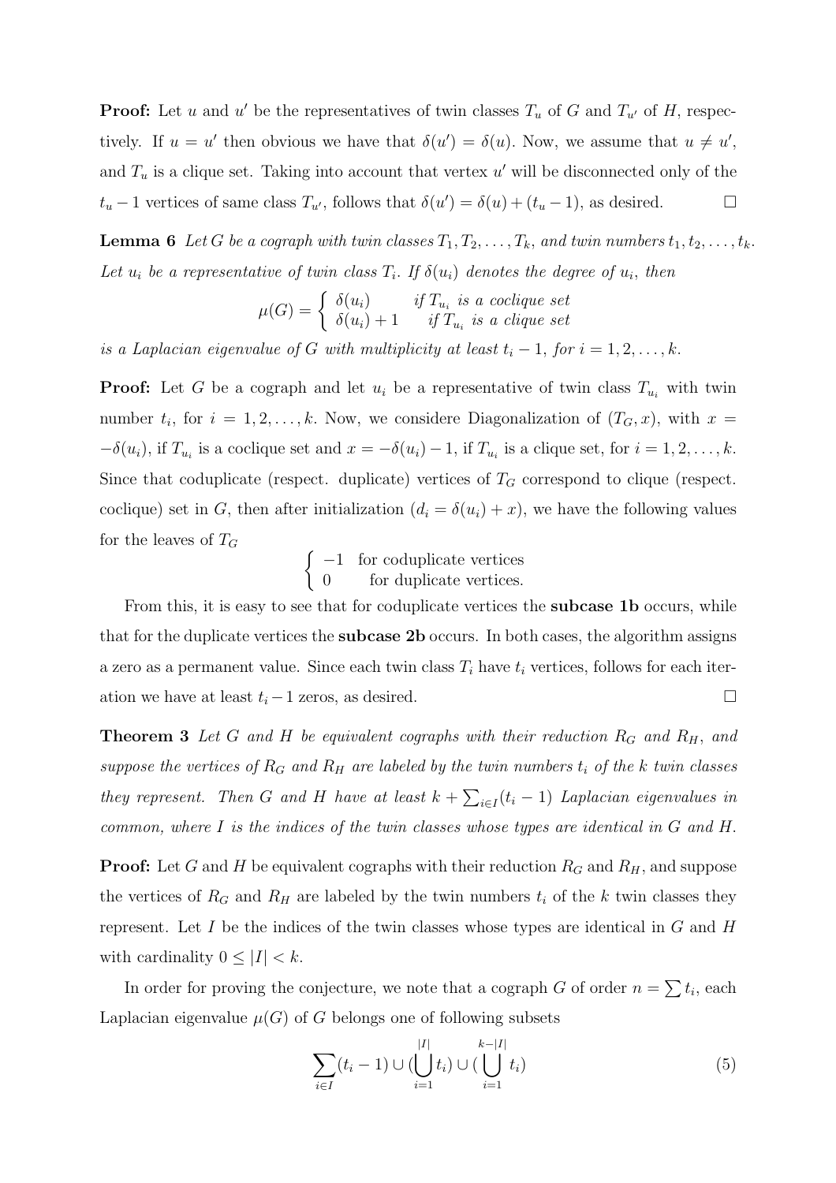**Proof:** Let $u$ and $u'$ be the representatives of twin classes $T_u$ of $G$ and $T_{u'}$ of $H$, respectively. If $u = u'$ then obvious we have that $\delta(u') = \delta(u)$. Now, we assume that $u \neq u'$, and $T_u$ is a clique set. Taking into account that vertex $u'$ will be disconnected only of the $t_u - 1$ vertices of same class $T_{u'}$, follows that $\delta(u') = \delta(u) + (t_u - 1)$, as desired. ☐

**Lemma 6** *Let $G$ be a cograph with twin classes $T_1, T_2, \ldots, T_k$, and twin numbers $t_1, t_2, \ldots, t_k$. Let $u_i$ be a representative of twin class $T_i$. If $\delta(u_i)$ denotes the degree of $u_i$, then*

$$\mu(G) = \begin{cases} \delta(u_i) & \text{if } T_{u_i} \text{ is a coclique set} \\ \delta(u_i) + 1 & \text{if } T_{u_i} \text{ is a clique set} \end{cases}$$

*is a Laplacian eigenvalue of $G$ with multiplicity at least $t_i - 1$, for $i = 1, 2, \ldots, k$.*

**Proof:** Let $G$ be a cograph and let $u_i$ be a representative of twin class $T_{u_i}$ with twin number $t_i$, for $i = 1, 2, \ldots, k$. Now, we considere Diagonalization of $(T_G, x)$, with $x = -\delta(u_i)$, if $T_{u_i}$ is a coclique set and $x = -\delta(u_i) - 1$, if $T_{u_i}$ is a clique set, for $i = 1, 2, \ldots, k$. Since that coduplicate (respect. duplicate) vertices of $T_G$ correspond to clique (respect. coclique) set in $G$, then after initialization ($d_i = \delta(u_i) + x$), we have the following values for the leaves of $T_G$

$$\begin{cases} -1 & \text{for coduplicate vertices} \\ 0 & \text{for duplicate vertices.} \end{cases}$$

From this, it is easy to see that for coduplicate vertices the **subcase 1b** occurs, while that for the duplicate vertices the **subcase 2b** occurs. In both cases, the algorithm assigns a zero as a permanent value. Since each twin class $T_i$ have $t_i$ vertices, follows for each iteration we have at least $t_i - 1$ zeros, as desired. ☐

**Theorem 3** *Let $G$ and $H$ be equivalent cographs with their reduction $R_G$ and $R_H$, and suppose the vertices of $R_G$ and $R_H$ are labeled by the twin numbers $t_i$ of the $k$ twin classes they represent. Then $G$ and $H$ have at least $k + \sum_{i \in I}(t_i - 1)$ Laplacian eigenvalues in common, where $I$ is the indices of the twin classes whose types are identical in $G$ and $H$.*

**Proof:** Let $G$ and $H$ be equivalent cographs with their reduction $R_G$ and $R_H$, and suppose the vertices of $R_G$ and $R_H$ are labeled by the twin numbers $t_i$ of the $k$ twin classes they represent. Let $I$ be the indices of the twin classes whose types are identical in $G$ and $H$ with cardinality $0 \leq |I| < k$.

In order for proving the conjecture, we note that a cograph $G$ of order $n = \sum t_i$, each Laplacian eigenvalue $\mu(G)$ of $G$ belongs one of following subsets

$$\sum_{i \in I}(t_i - 1) \cup (\bigcup_{i=1}^{|I|} t_i) \cup (\bigcup_{i=1}^{k-|I|} t_i) \tag{5}$$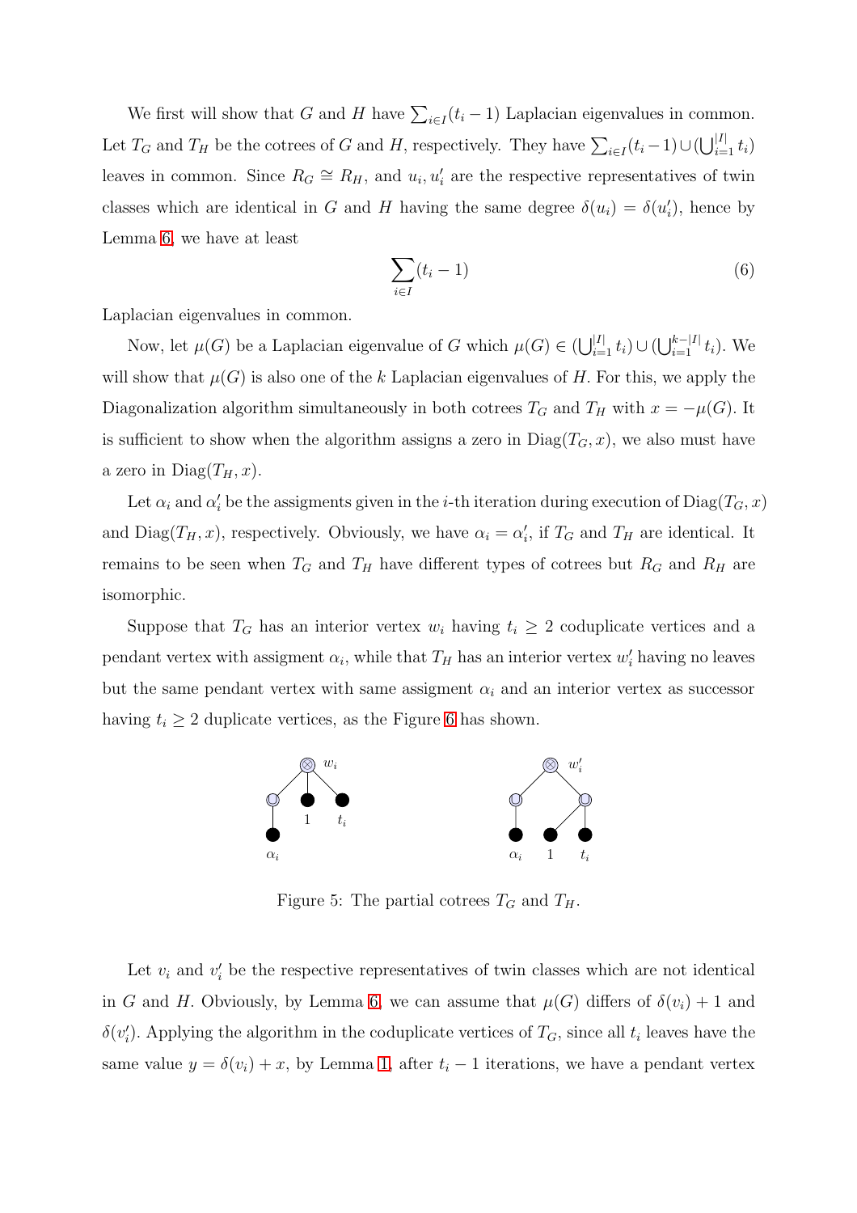We first will show that $G$ and $H$ have $\sum_{i\in I}(t_i - 1)$ Laplacian eigenvalues in common. Let $T_G$ and $T_H$ be the cotrees of $G$ and $H$, respectively. They have $\sum_{i\in I}(t_i - 1) \cup (\bigcup_{i=1}^{|I|} t_i)$ leaves in common. Since $R_G \cong R_H$, and $u_i, u'_i$ are the respective representatives of twin classes which are identical in $G$ and $H$ having the same degree $\delta(u_i) = \delta(u'_i)$, hence by Lemma 6, we have at least

$$\sum_{i\in I}(t_i - 1) \tag{6}$$

Laplacian eigenvalues in common.

Now, let $\mu(G)$ be a Laplacian eigenvalue of $G$ which $\mu(G) \in (\bigcup_{i=1}^{|I|} t_i) \cup (\bigcup_{i=1}^{k-|I|} t_i)$. We will show that $\mu(G)$ is also one of the $k$ Laplacian eigenvalues of $H$. For this, we apply the Diagonalization algorithm simultaneously in both cotrees $T_G$ and $T_H$ with $x = -\mu(G)$. It is sufficient to show when the algorithm assigns a zero in $\text{Diag}(T_G, x)$, we also must have a zero in $\text{Diag}(T_H, x)$.

Let $\alpha_i$ and $\alpha'_i$ be the assigments given in the $i$-th iteration during execution of $\text{Diag}(T_G, x)$ and $\text{Diag}(T_H, x)$, respectively. Obviously, we have $\alpha_i = \alpha'_i$, if $T_G$ and $T_H$ are identical. It remains to be seen when $T_G$ and $T_H$ have different types of cotrees but $R_G$ and $R_H$ are isomorphic.

Suppose that $T_G$ has an interior vertex $w_i$ having $t_i \geq 2$ coduplicate vertices and a pendant vertex with assigment $\alpha_i$, while that $T_H$ has an interior vertex $w'_i$ having no leaves but the same pendant vertex with same assigment $\alpha_i$ and an interior vertex as successor having $t_i \geq 2$ duplicate vertices, as the Figure 6 has shown.

Figure 5: The partial cotrees $T_G$ and $T_H$.

Let $v_i$ and $v'_i$ be the respective representatives of twin classes which are not identical in $G$ and $H$. Obviously, by Lemma 6, we can assume that $\mu(G)$ differs of $\delta(v_i) + 1$ and $\delta(v'_i)$. Applying the algorithm in the coduplicate vertices of $T_G$, since all $t_i$ leaves have the same value $y = \delta(v_i) + x$, by Lemma 1, after $t_i - 1$ iterations, we have a pendant vertex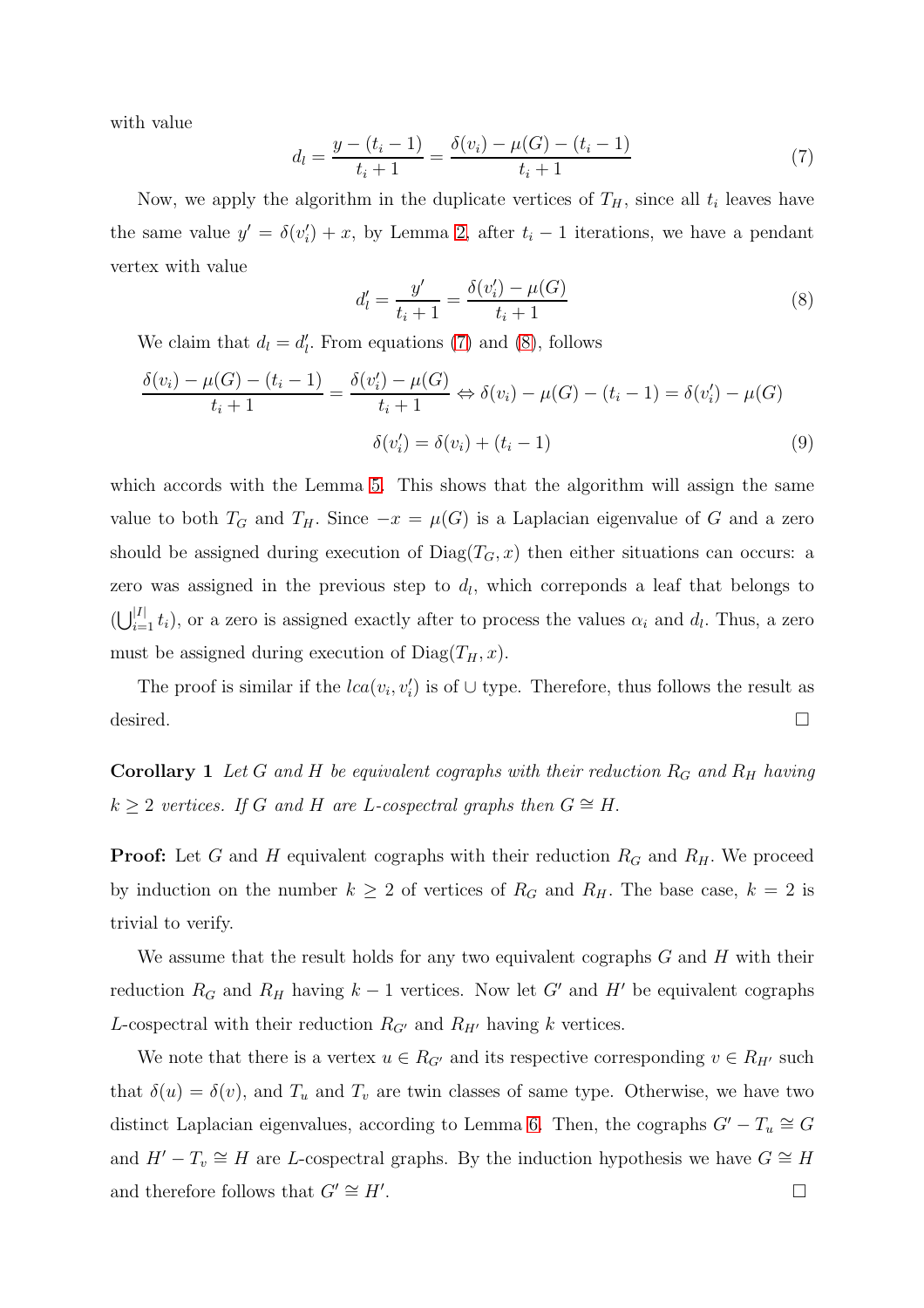with value

$$d_l = \frac{y - (t_i - 1)}{t_i + 1} = \frac{\delta(v_i) - \mu(G) - (t_i - 1)}{t_i + 1} \tag{7}$$

Now, we apply the algorithm in the duplicate vertices of $T_H$, since all $t_i$ leaves have the same value $y' = \delta(v_i') + x$, by Lemma 2, after $t_i - 1$ iterations, we have a pendant vertex with value

$$d_l' = \frac{y'}{t_i + 1} = \frac{\delta(v_i') - \mu(G)}{t_i + 1} \tag{8}$$

We claim that $d_l = d_l'$. From equations (7) and (8), follows

$$\frac{\delta(v_i) - \mu(G) - (t_i - 1)}{t_i + 1} = \frac{\delta(v_i') - \mu(G)}{t_i + 1} \Leftrightarrow \delta(v_i) - \mu(G) - (t_i - 1) = \delta(v_i') - \mu(G)$$

$$\delta(v_i') = \delta(v_i) + (t_i - 1) \tag{9}$$

which accords with the Lemma 5. This shows that the algorithm will assign the same value to both $T_G$ and $T_H$. Since $-x = \mu(G)$ is a Laplacian eigenvalue of $G$ and a zero should be assigned during execution of $\text{Diag}(T_G, x)$ then either situations can occurs: a zero was assigned in the previous step to $d_l$, which correponds a leaf that belongs to $(\bigcup_{i=1}^{|I|} t_i)$, or a zero is assigned exactly after to process the values $\alpha_i$ and $d_l$. Thus, a zero must be assigned during execution of $\text{Diag}(T_H, x)$.

The proof is similar if the $lca(v_i, v_i')$ is of $\cup$ type. Therefore, thus follows the result as desired. $\square$

**Corollary 1** *Let $G$ and $H$ be equivalent cographs with their reduction $R_G$ and $R_H$ having $k \geq 2$ vertices. If $G$ and $H$ are L-cospectral graphs then $G \cong H$.*

**Proof:** Let $G$ and $H$ equivalent cographs with their reduction $R_G$ and $R_H$. We proceed by induction on the number $k \geq 2$ of vertices of $R_G$ and $R_H$. The base case, $k = 2$ is trivial to verify.

We assume that the result holds for any two equivalent cographs $G$ and $H$ with their reduction $R_G$ and $R_H$ having $k - 1$ vertices. Now let $G'$ and $H'$ be equivalent cographs $L$-cospectral with their reduction $R_{G'}$ and $R_{H'}$ having $k$ vertices.

We note that there is a vertex $u \in R_{G'}$ and its respective corresponding $v \in R_{H'}$ such that $\delta(u) = \delta(v)$, and $T_u$ and $T_v$ are twin classes of same type. Otherwise, we have two distinct Laplacian eigenvalues, according to Lemma 6. Then, the cographs $G' - T_u \cong G$ and $H' - T_v \cong H$ are $L$-cospectral graphs. By the induction hypothesis we have $G \cong H$ and therefore follows that $G' \cong H'$. $\square$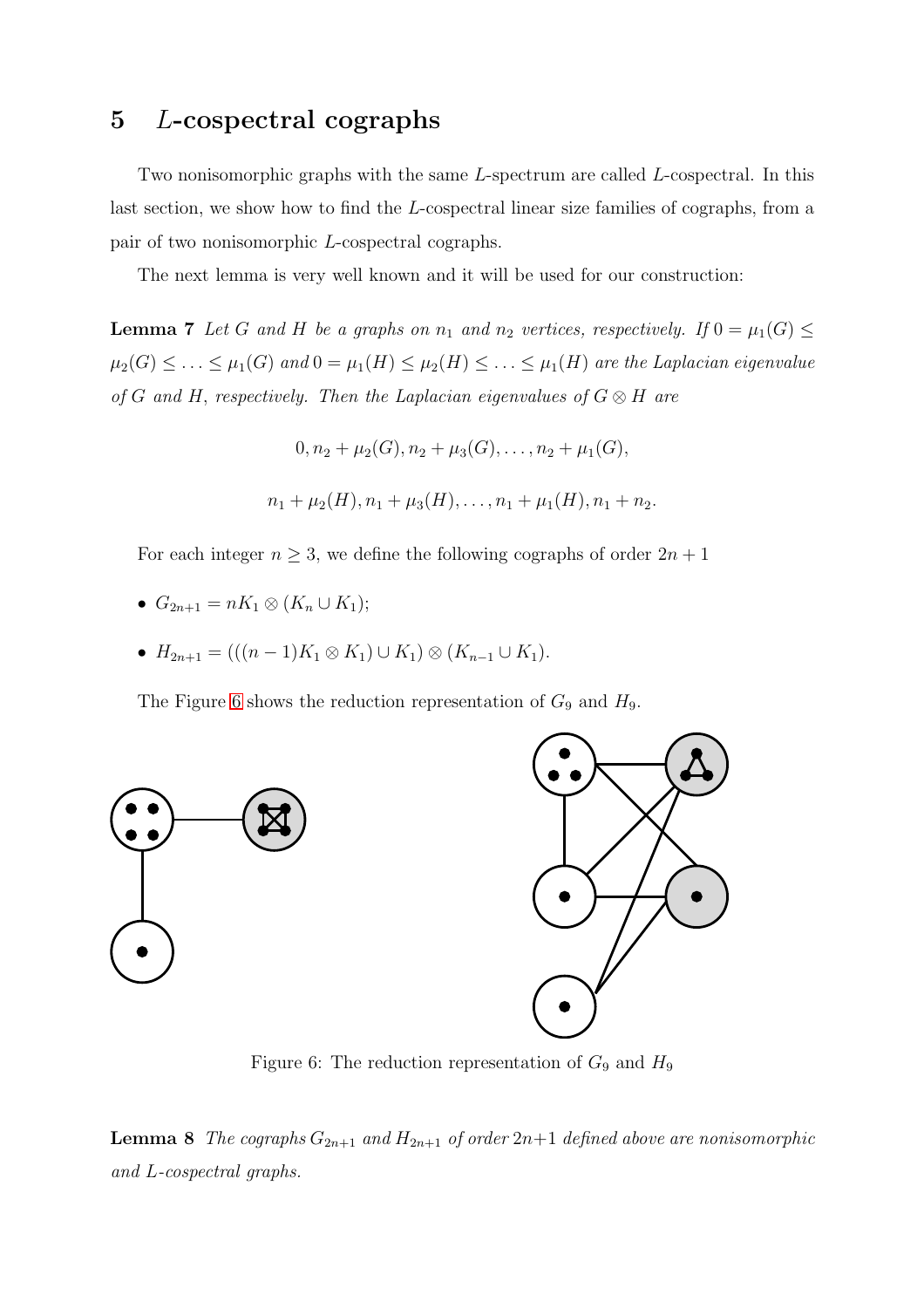## 5 $L$-cospectral cographs

Two nonisomorphic graphs with the same $L$-spectrum are called $L$-cospectral. In this last section, we show how to find the $L$-cospectral linear size families of cographs, from a pair of two nonisomorphic $L$-cospectral cographs.

The next lemma is very well known and it will be used for our construction:

**Lemma 7** *Let $G$ and $H$ be a graphs on $n_1$ and $n_2$ vertices, respectively. If $0 = \mu_1(G) \leq \mu_2(G) \leq \ldots \leq \mu_1(G)$ and $0 = \mu_1(H) \leq \mu_2(H) \leq \ldots \leq \mu_1(H)$ are the Laplacian eigenvalue of $G$ and $H$, respectively. Then the Laplacian eigenvalues of $G \otimes H$ are*

$$0, n_2 + \mu_2(G), n_2 + \mu_3(G), \ldots, n_2 + \mu_1(G),$$

$$n_1 + \mu_2(H), n_1 + \mu_3(H), \ldots, n_1 + \mu_1(H), n_1 + n_2.$$

For each integer $n \geq 3$, we define the following cographs of order $2n + 1$

- $G_{2n+1} = nK_1 \otimes (K_n \cup K_1)$;
- $H_{2n+1} = (((n-1)K_1 \otimes K_1) \cup K_1) \otimes (K_{n-1} \cup K_1)$.

The Figure 6 shows the reduction representation of $G_9$ and $H_9$.

Figure 6: The reduction representation of $G_9$ and $H_9$

**Lemma 8** *The cographs $G_{2n+1}$ and $H_{2n+1}$ of order $2n+1$ defined above are nonisomorphic and $L$-cospectral graphs.*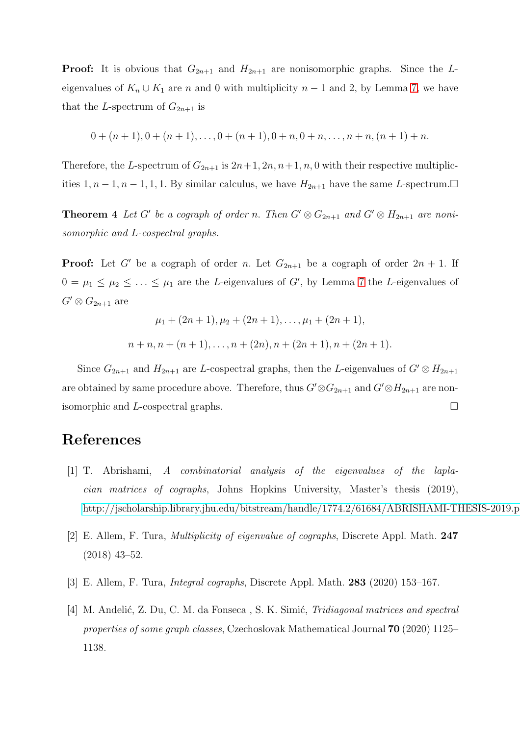**Proof:** It is obvious that $G_{2n+1}$ and $H_{2n+1}$ are nonisomorphic graphs. Since the $L$-eigenvalues of $K_n \cup K_1$ are $n$ and 0 with multiplicity $n-1$ and 2, by Lemma 7, we have that the $L$-spectrum of $G_{2n+1}$ is

$$0+(n+1), 0+(n+1), \ldots, 0+(n+1), 0+n, 0+n, \ldots, n+n, (n+1)+n.$$

Therefore, the $L$-spectrum of $G_{2n+1}$ is $2n+1, 2n, n+1, n, 0$ with their respective multiplicities $1, n-1, n-1, 1, 1$. By similar calculus, we have $H_{2n+1}$ have the same $L$-spectrum.□

**Theorem 4** *Let $G'$ be a cograph of order $n$. Then $G' \otimes G_{2n+1}$ and $G' \otimes H_{2n+1}$ are nonisomorphic and $L$-cospectral graphs.*

**Proof:** Let $G'$ be a cograph of order $n$. Let $G_{2n+1}$ be a cograph of order $2n+1$. If $0 = \mu_1 \leq \mu_2 \leq \ldots \leq \mu_1$ are the $L$-eigenvalues of $G'$, by Lemma 7 the $L$-eigenvalues of $G' \otimes G_{2n+1}$ are

$$\mu_1 + (2n+1), \mu_2 + (2n+1), \ldots, \mu_1 + (2n+1),$$

$$n+n, n+(n+1), \ldots, n+(2n), n+(2n+1), n+(2n+1).$$

Since $G_{2n+1}$ and $H_{2n+1}$ are $L$-cospectral graphs, then the $L$-eigenvalues of $G' \otimes H_{2n+1}$ are obtained by same procedure above. Therefore, thus $G' \otimes G_{2n+1}$ and $G' \otimes H_{2n+1}$ are nonisomorphic and $L$-cospectral graphs. □

# References

[1] T. Abrishami, *A combinatorial analysis of the eigenvalues of the laplacian matrices of cographs*, Johns Hopkins University, Master's thesis (2019), http://jscholarship.library.jhu.edu/bitstream/handle/1774.2/61684/ABRISHAMI-THESIS-2019.p

[2] E. Allem, F. Tura, *Multiplicity of eigenvalue of cographs*, Discrete Appl. Math. **247** (2018) 43–52.

[3] E. Allem, F. Tura, *Integral cographs*, Discrete Appl. Math. **283** (2020) 153–167.

[4] M. Anđelić, Z. Du, C. M. da Fonseca , S. K. Simić, *Tridiagonal matrices and spectral properties of some graph classes*, Czechoslovak Mathematical Journal **70** (2020) 1125–1138.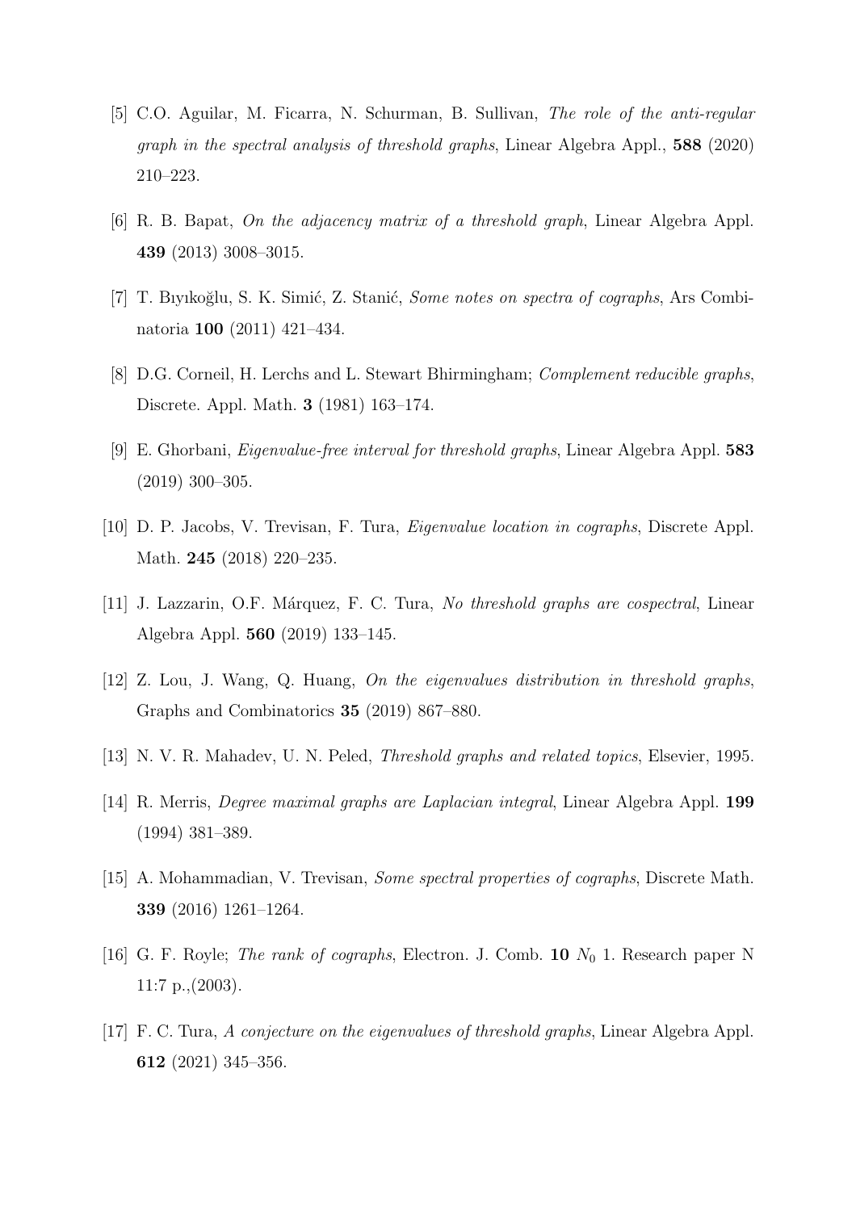[5] C.O. Aguilar, M. Ficarra, N. Schurman, B. Sullivan, *The role of the anti-regular graph in the spectral analysis of threshold graphs*, Linear Algebra Appl., **588** (2020) 210–223.

[6] R. B. Bapat, *On the adjacency matrix of a threshold graph*, Linear Algebra Appl. **439** (2013) 3008–3015.

[7] T. Bıyıkoğlu, S. K. Simić, Z. Stanić, *Some notes on spectra of cographs*, Ars Combinatoria **100** (2011) 421–434.

[8] D.G. Corneil, H. Lerchs and L. Stewart Bhirmingham; *Complement reducible graphs*, Discrete. Appl. Math. **3** (1981) 163–174.

[9] E. Ghorbani, *Eigenvalue-free interval for threshold graphs*, Linear Algebra Appl. **583** (2019) 300–305.

[10] D. P. Jacobs, V. Trevisan, F. Tura, *Eigenvalue location in cographs*, Discrete Appl. Math. **245** (2018) 220–235.

[11] J. Lazzarin, O.F. Márquez, F. C. Tura, *No threshold graphs are cospectral*, Linear Algebra Appl. **560** (2019) 133–145.

[12] Z. Lou, J. Wang, Q. Huang, *On the eigenvalues distribution in threshold graphs*, Graphs and Combinatorics **35** (2019) 867–880.

[13] N. V. R. Mahadev, U. N. Peled, *Threshold graphs and related topics*, Elsevier, 1995.

[14] R. Merris, *Degree maximal graphs are Laplacian integral*, Linear Algebra Appl. **199** (1994) 381–389.

[15] A. Mohammadian, V. Trevisan, *Some spectral properties of cographs*, Discrete Math. **339** (2016) 1261–1264.

[16] G. F. Royle; *The rank of cographs*, Electron. J. Comb. **10** $N_0$ 1. Research paper N 11:7 p.,(2003).

[17] F. C. Tura, *A conjecture on the eigenvalues of threshold graphs*, Linear Algebra Appl. **612** (2021) 345–356.